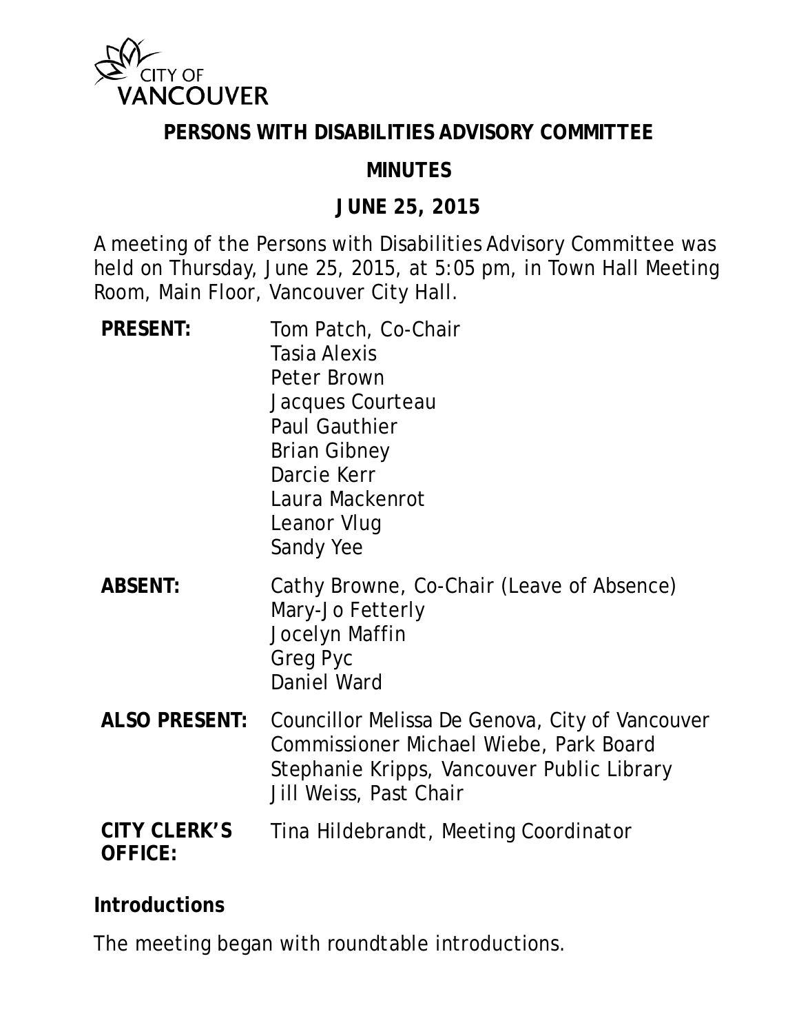CITY OF VANCOUVER

# PERSONS WITH DISABILITIES ADVISORY COMMITTEE

## MINUTES

## JUNE 25, 2015

A meeting of the Persons with Disabilities Advisory Committee was held on Thursday, June 25, 2015, at 5:05 pm, in Town Hall Meeting Room, Main Floor, Vancouver City Hall.

| | |
|---|---|
| **PRESENT:** | Tom Patch, Co-Chair<br>Tasia Alexis<br>Peter Brown<br>Jacques Courteau<br>Paul Gauthier<br>Brian Gibney<br>Darcie Kerr<br>Laura Mackenrot<br>Leanor Vlug<br>Sandy Yee |
| **ABSENT:** | Cathy Browne, Co-Chair (Leave of Absence)<br>Mary-Jo Fetterly<br>Jocelyn Maffin<br>Greg Pyc<br>Daniel Ward |
| **ALSO PRESENT:** | Councillor Melissa De Genova, City of Vancouver<br>Commissioner Michael Wiebe, Park Board<br>Stephanie Kripps, Vancouver Public Library<br>Jill Weiss, Past Chair |
| **CITY CLERK'S OFFICE:** | Tina Hildebrandt, Meeting Coordinator |

**Introductions**

The meeting began with roundtable introductions.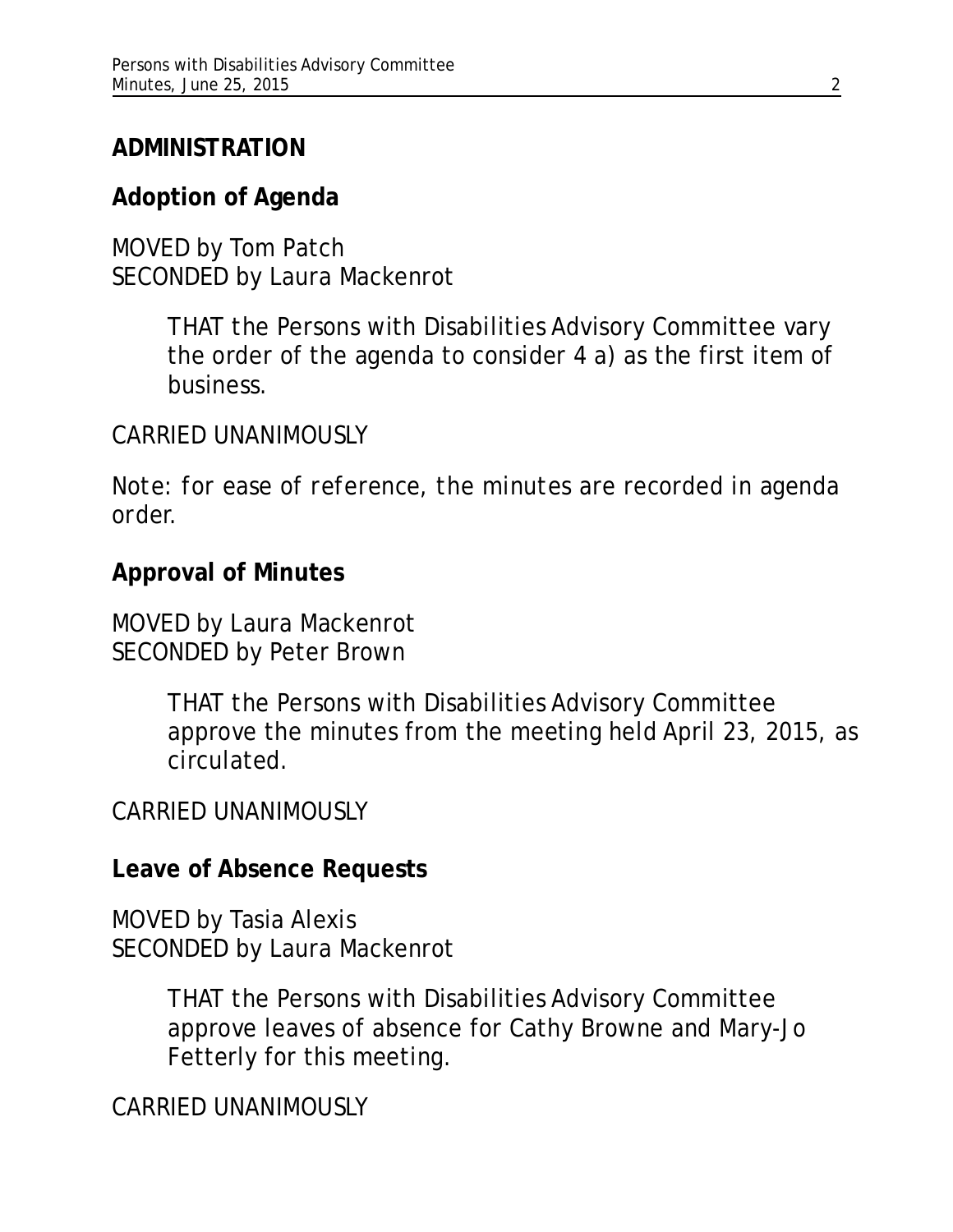## ADMINISTRATION

### Adoption of Agenda

MOVED by Tom Patch
SECONDED by Laura Mackenrot

> THAT the Persons with Disabilities Advisory Committee vary the order of the agenda to consider 4 a) as the first item of business.

CARRIED UNANIMOUSLY

*Note: for ease of reference, the minutes are recorded in agenda order.*

### Approval of Minutes

MOVED by Laura Mackenrot
SECONDED by Peter Brown

> THAT the Persons with Disabilities Advisory Committee approve the minutes from the meeting held April 23, 2015, as circulated.

CARRIED UNANIMOUSLY

### Leave of Absence Requests

MOVED by Tasia Alexis
SECONDED by Laura Mackenrot

> THAT the Persons with Disabilities Advisory Committee approve leaves of absence for Cathy Browne and Mary-Jo Fetterly for this meeting.

CARRIED UNANIMOUSLY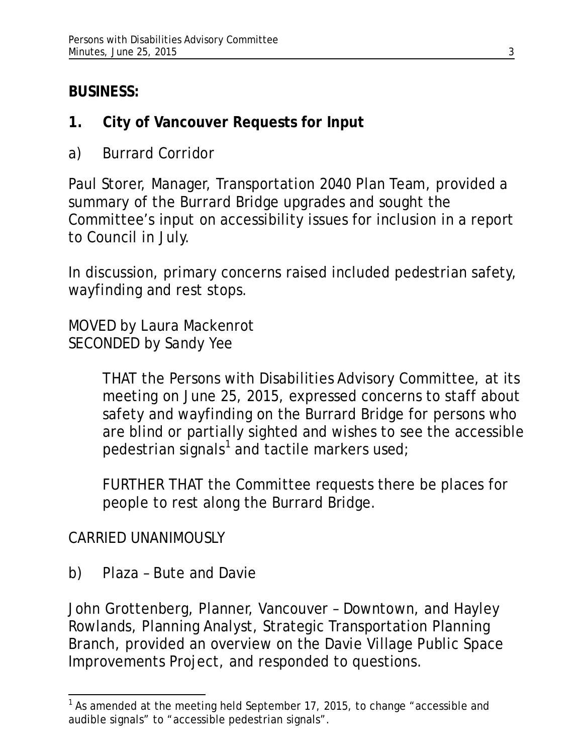## BUSINESS:

### 1. City of Vancouver Requests for Input

a) Burrard Corridor

Paul Storer, Manager, Transportation 2040 Plan Team, provided a summary of the Burrard Bridge upgrades and sought the Committee's input on accessibility issues for inclusion in a report to Council in July.

In discussion, primary concerns raised included pedestrian safety, wayfinding and rest stops.

MOVED by Laura Mackenrot
SECONDED by Sandy Yee

> THAT the Persons with Disabilities Advisory Committee, at its meeting on June 25, 2015, expressed concerns to staff about safety and wayfinding on the Burrard Bridge for persons who are blind or partially sighted and wishes to see the accessible pedestrian signals[1] and tactile markers used;
>
> FURTHER THAT the Committee requests there be places for people to rest along the Burrard Bridge.

CARRIED UNANIMOUSLY

b) Plaza – Bute and Davie

John Grottenberg, Planner, Vancouver – Downtown, and Hayley Rowlands, Planning Analyst, Strategic Transportation Planning Branch, provided an overview on the Davie Village Public Space Improvements Project, and responded to questions.

---

[1] As amended at the meeting held September 17, 2015, to change "accessible and audible signals" to "accessible pedestrian signals".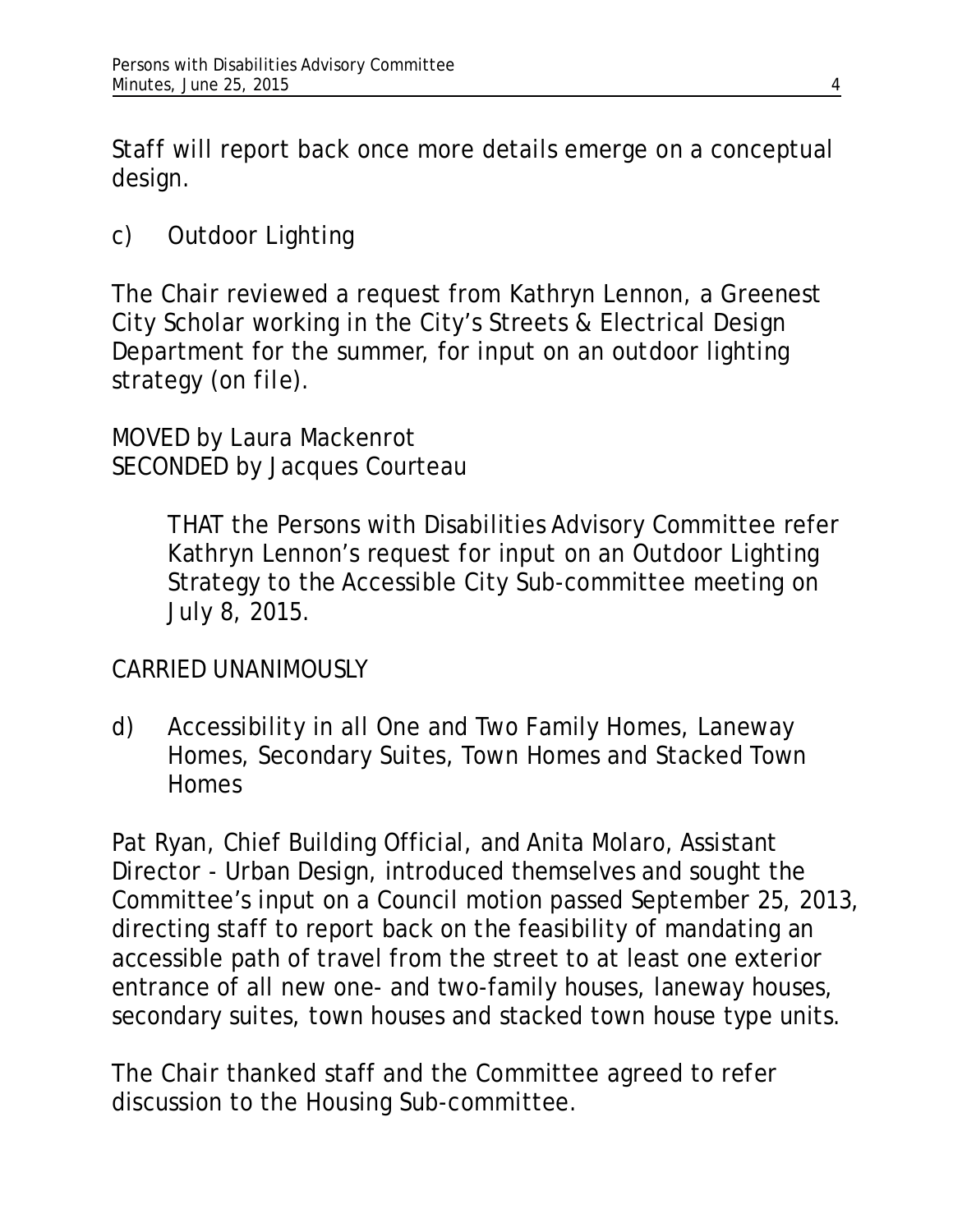Staff will report back once more details emerge on a conceptual design.

c) Outdoor Lighting

The Chair reviewed a request from Kathryn Lennon, a Greenest City Scholar working in the City's Streets & Electrical Design Department for the summer, for input on an outdoor lighting strategy (on file).

MOVED by Laura Mackenrot
SECONDED by Jacques Courteau

> THAT the Persons with Disabilities Advisory Committee refer Kathryn Lennon's request for input on an Outdoor Lighting Strategy to the Accessible City Sub-committee meeting on July 8, 2015.

CARRIED UNANIMOUSLY

d) Accessibility in all One and Two Family Homes, Laneway Homes, Secondary Suites, Town Homes and Stacked Town Homes

Pat Ryan, Chief Building Official, and Anita Molaro, Assistant Director - Urban Design, introduced themselves and sought the Committee's input on a Council motion passed September 25, 2013, directing staff to report back on the feasibility of mandating an accessible path of travel from the street to at least one exterior entrance of all new one- and two-family houses, laneway houses, secondary suites, town houses and stacked town house type units.

The Chair thanked staff and the Committee agreed to refer discussion to the Housing Sub-committee.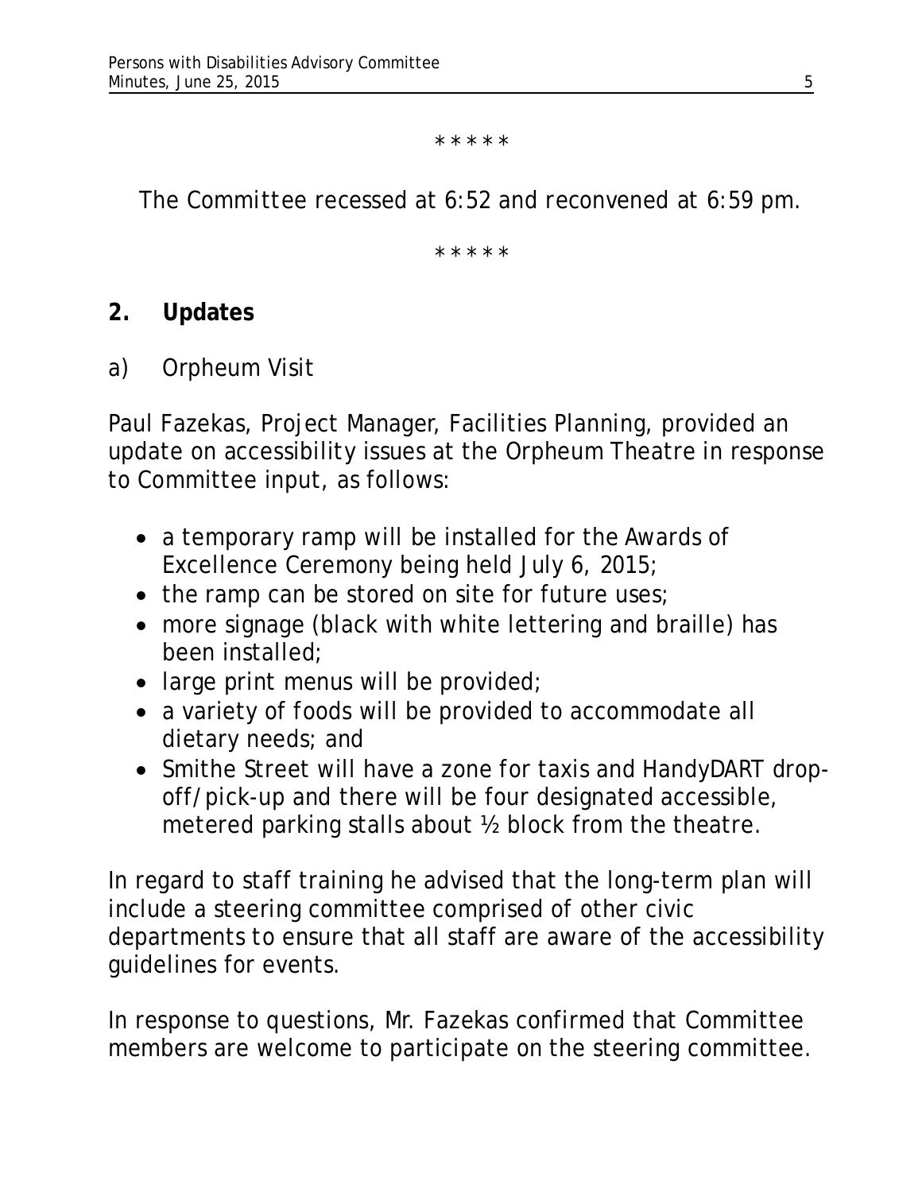* * * * *

The Committee recessed at 6:52 and reconvened at 6:59 pm.

* * * * *

## 2. Updates

a) Orpheum Visit

Paul Fazekas, Project Manager, Facilities Planning, provided an update on accessibility issues at the Orpheum Theatre in response to Committee input, as follows:

- a temporary ramp will be installed for the Awards of Excellence Ceremony being held July 6, 2015;
- the ramp can be stored on site for future uses;
- more signage (black with white lettering and braille) has been installed;
- large print menus will be provided;
- a variety of foods will be provided to accommodate all dietary needs; and
- Smithe Street will have a zone for taxis and HandyDART drop-off/pick-up and there will be four designated accessible, metered parking stalls about ½ block from the theatre.

In regard to staff training he advised that the long-term plan will include a steering committee comprised of other civic departments to ensure that all staff are aware of the accessibility guidelines for events.

In response to questions, Mr. Fazekas confirmed that Committee members are welcome to participate on the steering committee.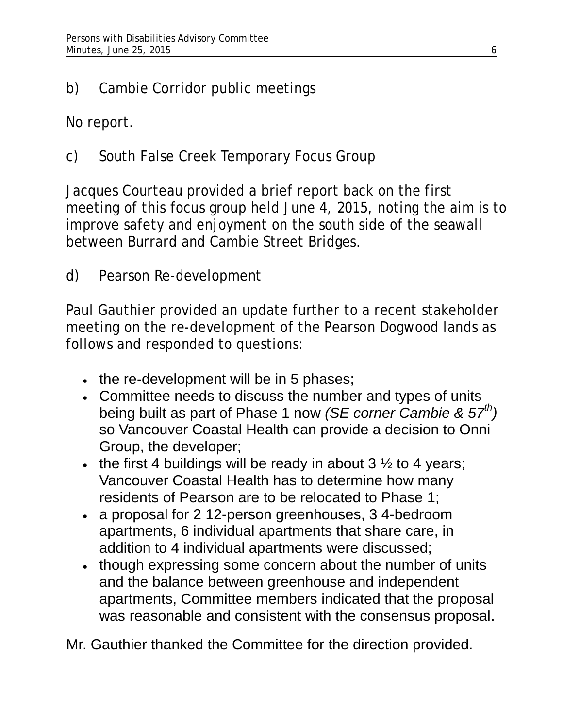b) Cambie Corridor public meetings

No report.

c) South False Creek Temporary Focus Group

Jacques Courteau provided a brief report back on the first meeting of this focus group held June 4, 2015, noting the aim is to improve safety and enjoyment on the south side of the seawall between Burrard and Cambie Street Bridges.

d) Pearson Re-development

Paul Gauthier provided an update further to a recent stakeholder meeting on the re-development of the Pearson Dogwood lands as follows and responded to questions:

- the re-development will be in 5 phases;
- Committee needs to discuss the number and types of units being built as part of Phase 1 now *(SE corner Cambie & 57th)* so Vancouver Coastal Health can provide a decision to Onni Group, the developer;
- the first 4 buildings will be ready in about 3 ½ to 4 years; Vancouver Coastal Health has to determine how many residents of Pearson are to be relocated to Phase 1;
- a proposal for 2 12-person greenhouses, 3 4-bedroom apartments, 6 individual apartments that share care, in addition to 4 individual apartments were discussed;
- though expressing some concern about the number of units and the balance between greenhouse and independent apartments, Committee members indicated that the proposal was reasonable and consistent with the consensus proposal.

Mr. Gauthier thanked the Committee for the direction provided.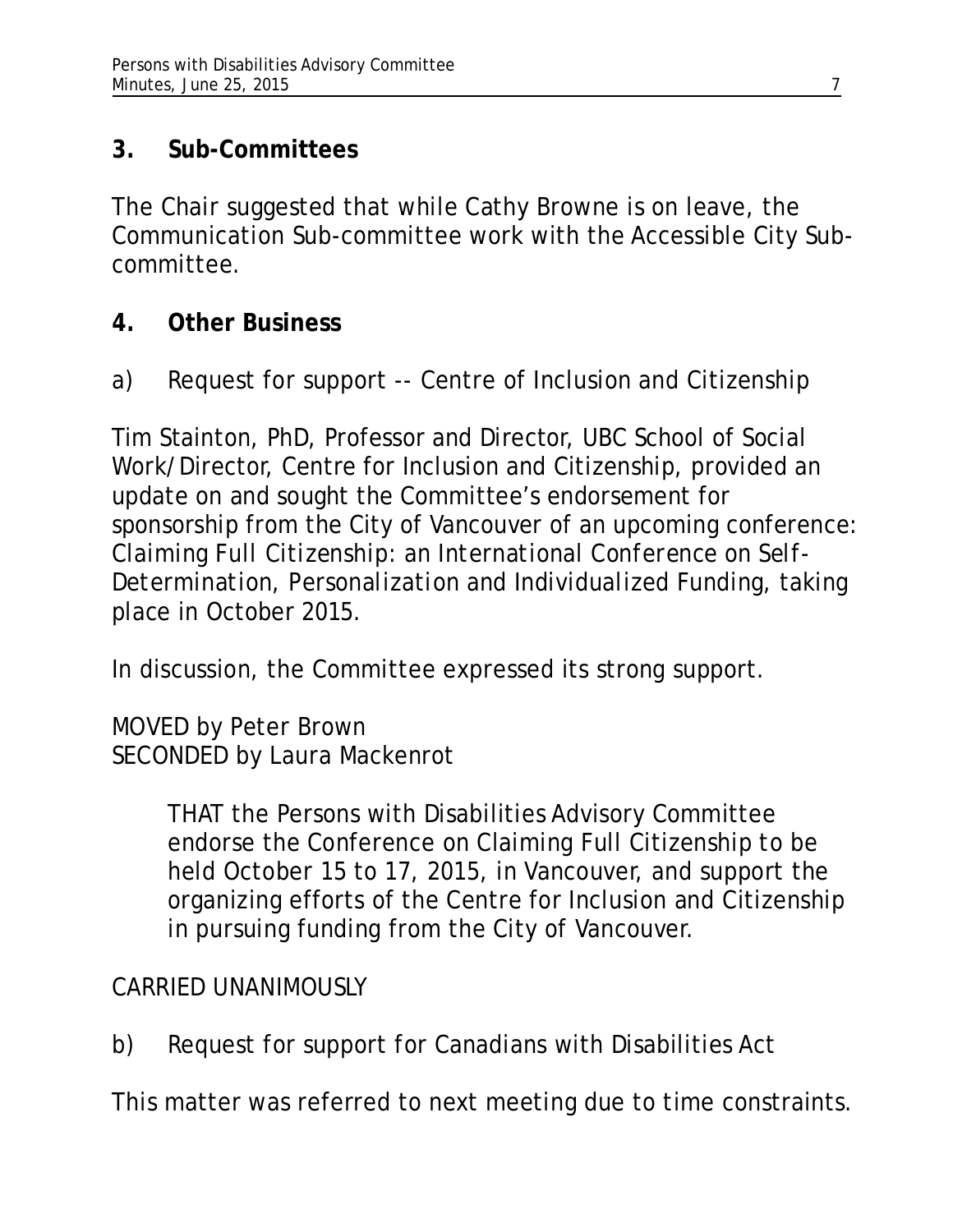## 3. Sub-Committees

The Chair suggested that while Cathy Browne is on leave, the Communication Sub-committee work with the Accessible City Sub-committee.

## 4. Other Business

a) Request for support -- Centre of Inclusion and Citizenship

Tim Stainton, PhD, Professor and Director, UBC School of Social Work/Director, Centre for Inclusion and Citizenship, provided an update on and sought the Committee's endorsement for sponsorship from the City of Vancouver of an upcoming conference: *Claiming Full Citizenship: an International Conference on Self-Determination, Personalization and Individualized Funding*, taking place in October 2015.

In discussion, the Committee expressed its strong support.

MOVED by Peter Brown
SECONDED by Laura Mackenrot

> THAT the Persons with Disabilities Advisory Committee endorse the Conference on Claiming Full Citizenship to be held October 15 to 17, 2015, in Vancouver, and support the organizing efforts of the Centre for Inclusion and Citizenship in pursuing funding from the City of Vancouver.

CARRIED UNANIMOUSLY

b) Request for support for Canadians with Disabilities Act

This matter was referred to next meeting due to time constraints.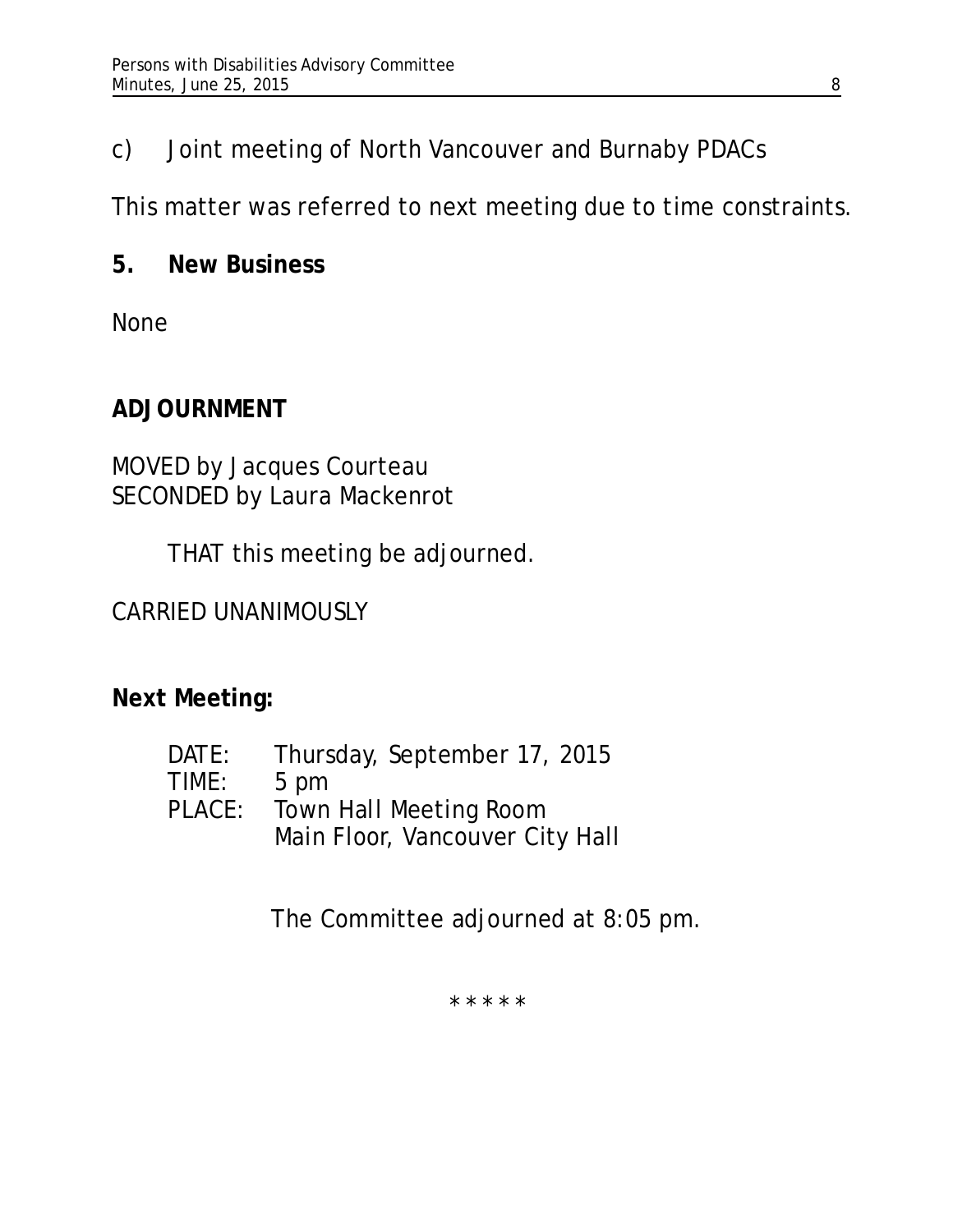c) Joint meeting of North Vancouver and Burnaby PDACs

This matter was referred to next meeting due to time constraints.

**5. New Business**

None

**ADJOURNMENT**

MOVED by Jacques Courteau
SECONDED by Laura Mackenrot

THAT this meeting be adjourned.

CARRIED UNANIMOUSLY

**Next Meeting:**

DATE: Thursday, September 17, 2015
TIME: 5 pm
PLACE: Town Hall Meeting Room
Main Floor, Vancouver City Hall

The Committee adjourned at 8:05 pm.

\* \* \* \* \*